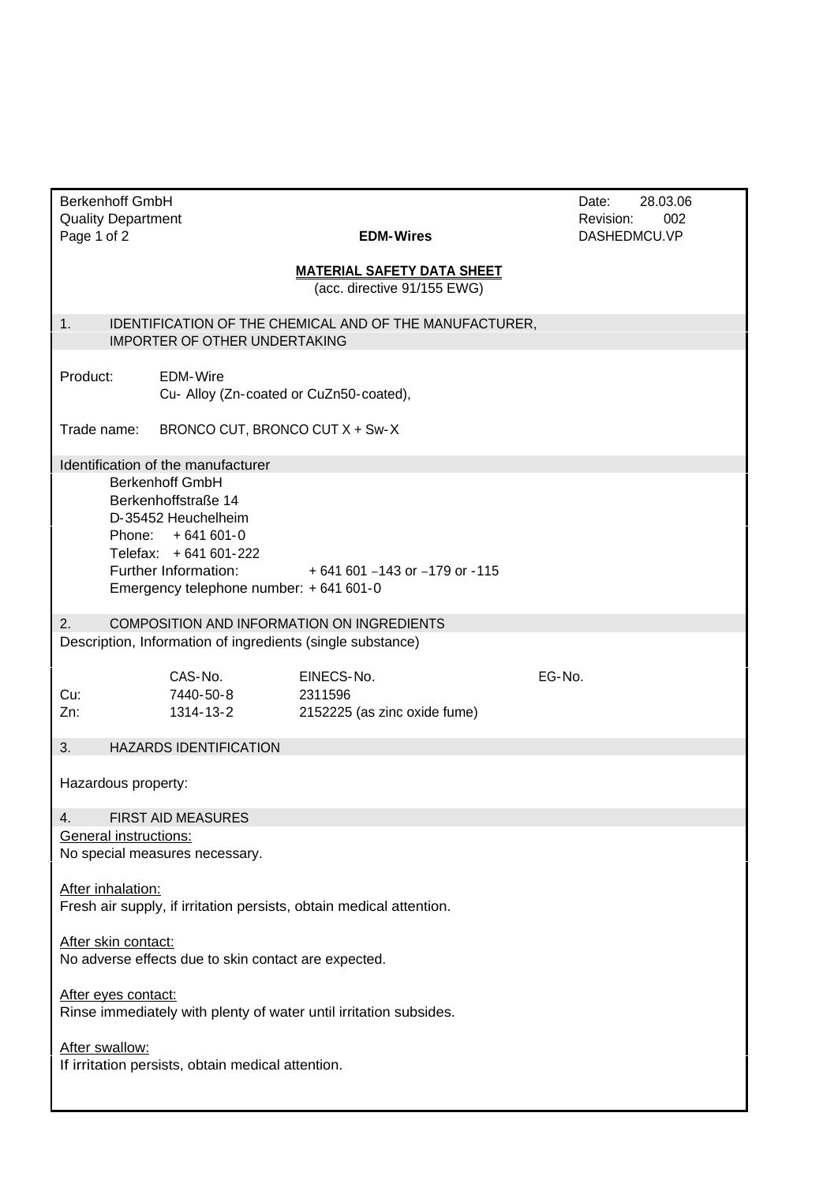Berkenhoff GmbH
Quality Department

**EDM-Wires**

Date: 28.03.06
Revision: 002
DASHEDMCU.VP

# MATERIAL SAFETY DATA SHEET

(acc. directive 91/155 EWG)

## 1. IDENTIFICATION OF THE CHEMICAL AND OF THE MANUFACTURER, IMPORTER OF OTHER UNDERTAKING

Product: EDM-Wire
Cu- Alloy (Zn-coated or CuZn50-coated),

Trade name: BRONCO CUT, BRONCO CUT X + Sw-X

### Identification of the manufacturer

Berkenhoff GmbH
Berkenhoffstraße 14
D-35452 Heuchelheim
Phone: + 641 601-0
Telefax: + 641 601-222
Further Information: + 641 601 –143 or –179 or -115
Emergency telephone number: + 641 601-0

## 2. COMPOSITION AND INFORMATION ON INGREDIENTS

Description, Information of ingredients (single substance)

| | CAS-No. | EINECS-No. | EG-No. |
|---|---|---|---|
| Cu: | 7440-50-8 | 2311596 | |
| Zn: | 1314-13-2 | 2152225 (as zinc oxide fume) | |

## 3. HAZARDS IDENTIFICATION

Hazardous property:

## 4. FIRST AID MEASURES

General instructions:
No special measures necessary.

After inhalation:
Fresh air supply, if irritation persists, obtain medical attention.

After skin contact:
No adverse effects due to skin contact are expected.

After eyes contact:
Rinse immediately with plenty of water until irritation subsides.

After swallow:
If irritation persists, obtain medical attention.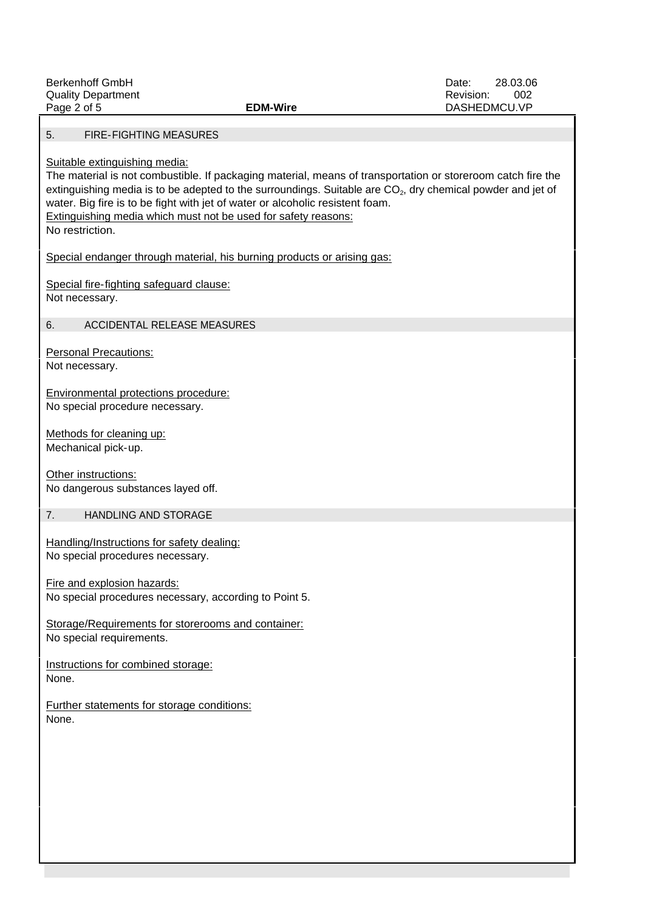## 5. FIRE-FIGHTING MEASURES

Suitable extinguishing media:
The material is not combustible. If packaging material, means of transportation or storeroom catch fire the extinguishing media is to be adepted to the surroundings. Suitable are $CO_2$, dry chemical powder and jet of water. Big fire is to be fight with jet of water or alcoholic resistent foam.
Extinguishing media which must not be used for safety reasons:
No restriction.

Special endanger through material, his burning products or arising gas:

Special fire-fighting safeguard clause:
Not necessary.

## 6. ACCIDENTAL RELEASE MEASURES

Personal Precautions:
Not necessary.

Environmental protections procedure:
No special procedure necessary.

Methods for cleaning up:
Mechanical pick-up.

Other instructions:
No dangerous substances layed off.

## 7. HANDLING AND STORAGE

Handling/Instructions for safety dealing:
No special procedures necessary.

Fire and explosion hazards:
No special procedures necessary, according to Point 5.

Storage/Requirements for storerooms and container:
No special requirements.

Instructions for combined storage:
None.

Further statements for storage conditions:
None.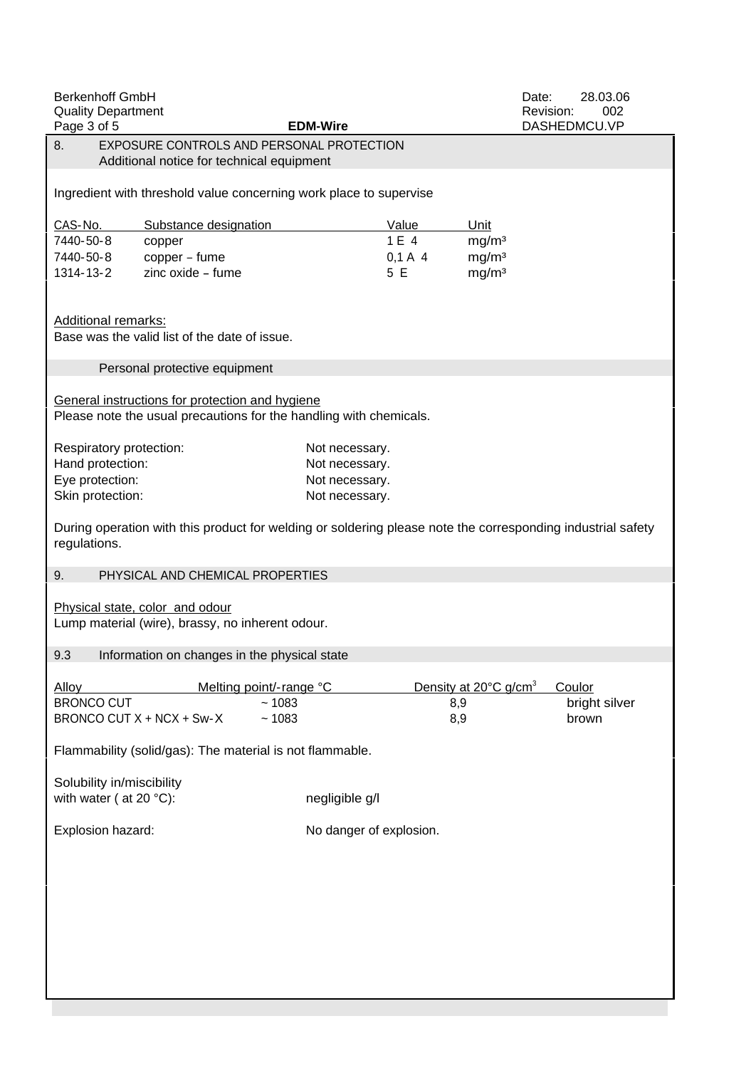## 8. EXPOSURE CONTROLS AND PERSONAL PROTECTION

### Additional notice for technical equipment

Ingredient with threshold value concerning work place to supervise

| CAS-No. | Substance designation | Value | Unit |
|---|---|---|---|
| 7440-50-8 | copper | 1 E 4 | mg/m³ |
| 7440-50-8 | copper – fume | 0,1 A 4 | mg/m³ |
| 1314-13-2 | zinc oxide – fume | 5 E | mg/m³ |

Additional remarks:
Base was the valid list of the date of issue.

### Personal protective equipment

General instructions for protection and hygiene
Please note the usual precautions for the handling with chemicals.

Respiratory protection: Not necessary.
Hand protection: Not necessary.
Eye protection: Not necessary.
Skin protection: Not necessary.

During operation with this product for welding or soldering please note the corresponding industrial safety regulations.

## 9. PHYSICAL AND CHEMICAL PROPERTIES

Physical state, color and odour
Lump material (wire), brassy, no inherent odour.

### 9.3 Information on changes in the physical state

| Alloy | Melting point/-range °C | Density at 20°C g/cm³ | Coulor |
|---|---|---|---|
| BRONCO CUT | ~ 1083 | 8,9 | bright silver |
| BRONCO CUT X + NCX + Sw-X | ~ 1083 | 8,9 | brown |

Flammability (solid/gas): The material is not flammable.

Solubility in/miscibility with water ( at 20 °C): negligible g/l

Explosion hazard: No danger of explosion.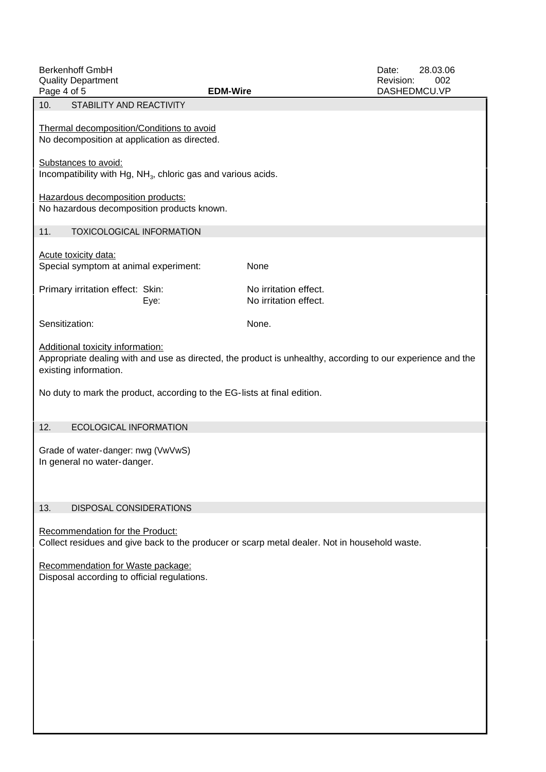## 10. STABILITY AND REACTIVITY

Thermal decomposition/Conditions to avoid
No decomposition at application as directed.

Substances to avoid:
Incompatibility with Hg, $NH_3$, chloric gas and various acids.

Hazardous decomposition products:
No hazardous decomposition products known.

## 11. TOXICOLOGICAL INFORMATION

Acute toxicity data:

| | |
|---|---|
| Special symptom at animal experiment: | None |
| Primary irritation effect: Skin: | No irritation effect. |
| Eye: | No irritation effect. |
| Sensitization: | None. |

Additional toxicity information:
Appropriate dealing with and use as directed, the product is unhealthy, according to our experience and the existing information.

No duty to mark the product, according to the EG-lists at final edition.

## 12. ECOLOGICAL INFORMATION

Grade of water-danger: nwg (VwVwS)
In general no water-danger.

## 13. DISPOSAL CONSIDERATIONS

Recommendation for the Product:
Collect residues and give back to the producer or scarp metal dealer. Not in household waste.

Recommendation for Waste package:
Disposal according to official regulations.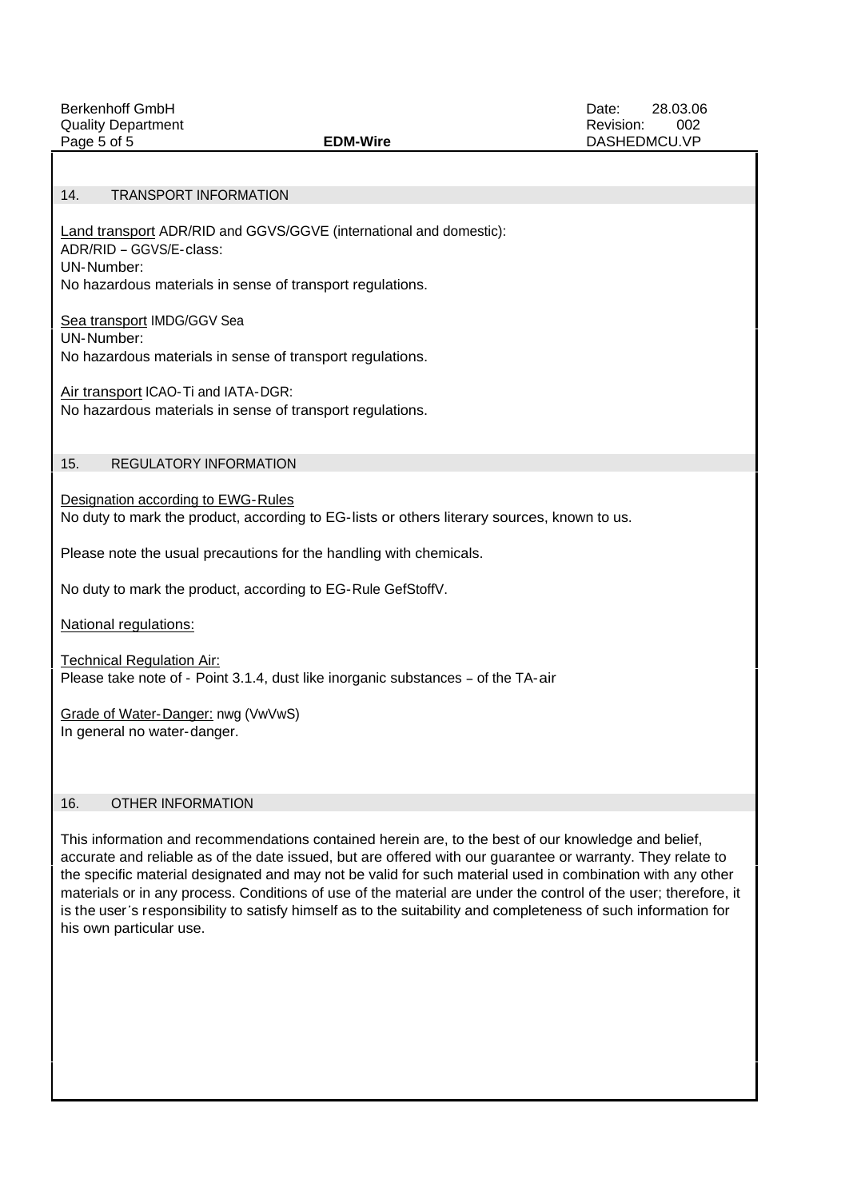## 14. TRANSPORT INFORMATION

Land transport ADR/RID and GGVS/GGVE (international and domestic):
ADR/RID – GGVS/E-class:
UN-Number:
No hazardous materials in sense of transport regulations.

Sea transport IMDG/GGV Sea
UN-Number:
No hazardous materials in sense of transport regulations.

Air transport ICAO-Ti and IATA-DGR:
No hazardous materials in sense of transport regulations.

## 15. REGULATORY INFORMATION

Designation according to EWG-Rules
No duty to mark the product, according to EG-lists or others literary sources, known to us.

Please note the usual precautions for the handling with chemicals.

No duty to mark the product, according to EG-Rule GefStoffV.

National regulations:

Technical Regulation Air:
Please take note of - Point 3.1.4, dust like inorganic substances – of the TA-air

Grade of Water-Danger: nwg (VwVwS)
In general no water-danger.

## 16. OTHER INFORMATION

This information and recommendations contained herein are, to the best of our knowledge and belief, accurate and reliable as of the date issued, but are offered with our guarantee or warranty. They relate to the specific material designated and may not be valid for such material used in combination with any other materials or in any process. Conditions of use of the material are under the control of the user; therefore, it is the user´s responsibility to satisfy himself as to the suitability and completeness of such information for his own particular use.